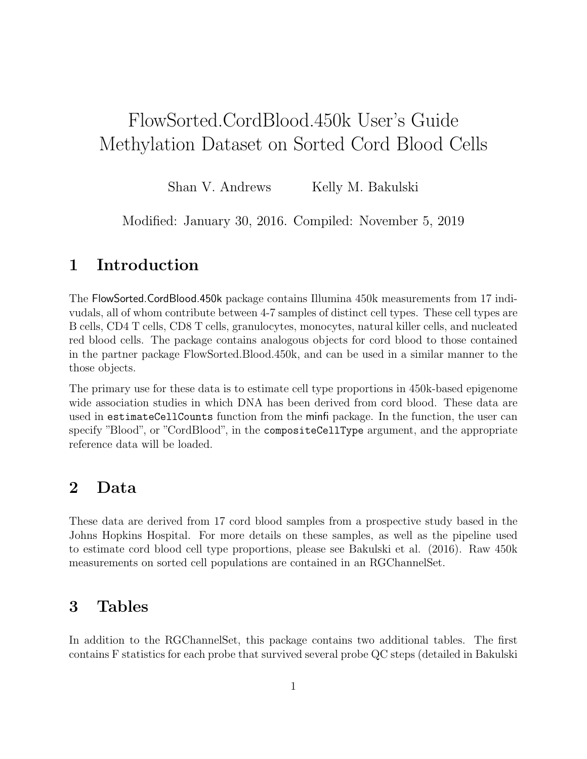# FlowSorted.CordBlood.450k User's Guide Methylation Dataset on Sorted Cord Blood Cells

Shan V. Andrews Kelly M. Bakulski

Modified: January 30, 2016. Compiled: November 5, 2019

## 1 Introduction

The FlowSorted.CordBlood.450k package contains Illumina 450k measurements from 17 indivudals, all of whom contribute between 4-7 samples of distinct cell types. These cell types are B cells, CD4 T cells, CD8 T cells, granulocytes, monocytes, natural killer cells, and nucleated red blood cells. The package contains analogous objects for cord blood to those contained in the partner package FlowSorted.Blood.450k, and can be used in a similar manner to the those objects.

The primary use for these data is to estimate cell type proportions in 450k-based epigenome wide association studies in which DNA has been derived from cord blood. These data are used in `estimateCellCounts` function from the minfi package. In the function, the user can specify "Blood", or "CordBlood", in the `compositeCellType` argument, and the appropriate reference data will be loaded.

## 2 Data

These data are derived from 17 cord blood samples from a prospective study based in the Johns Hopkins Hospital. For more details on these samples, as well as the pipeline used to estimate cord blood cell type proportions, please see Bakulski et al. (2016). Raw 450k measurements on sorted cell populations are contained in an RGChannelSet.

## 3 Tables

In addition to the RGChannelSet, this package contains two additional tables. The first contains F statistics for each probe that survived several probe QC steps (detailed in Bakulski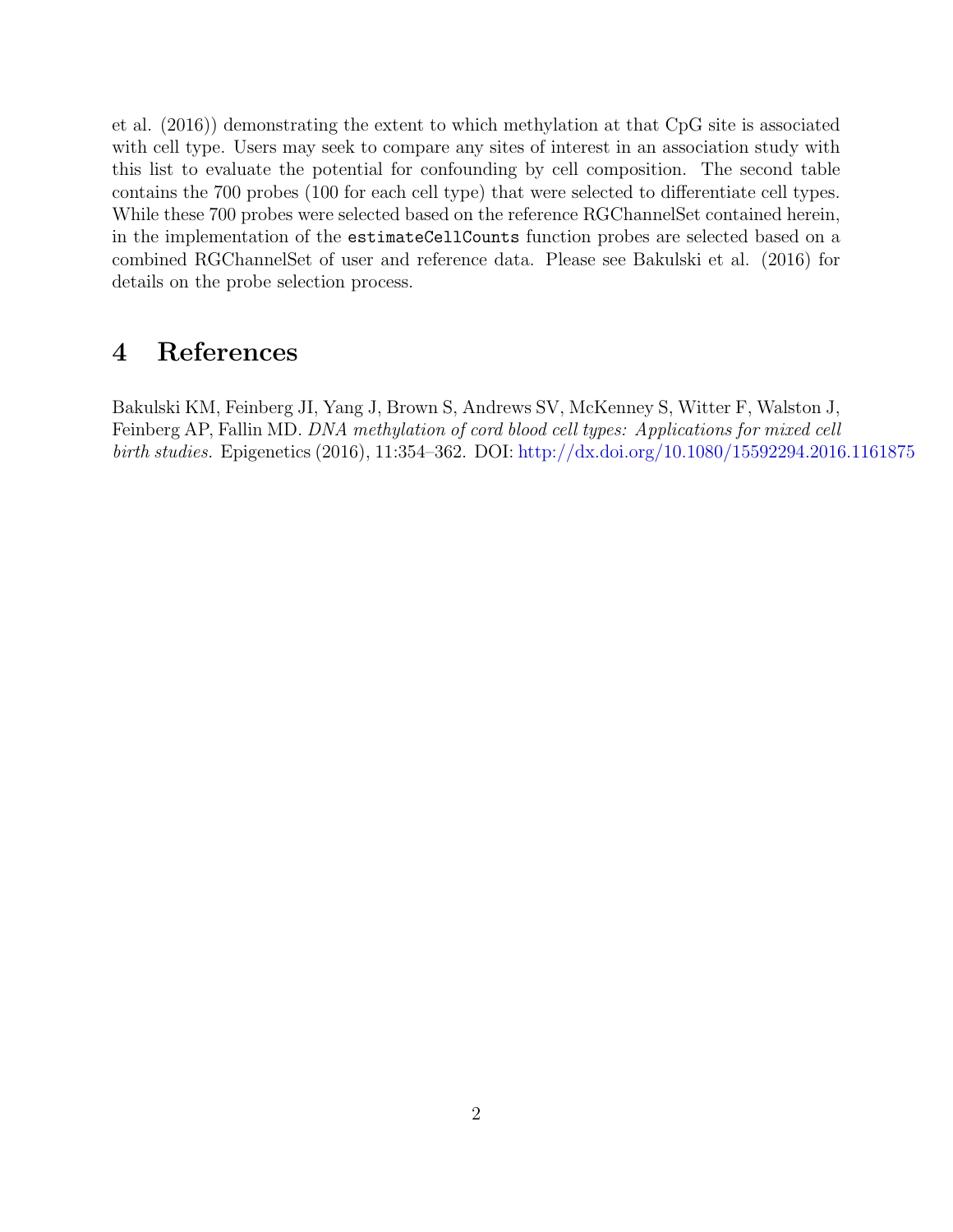et al. (2016)) demonstrating the extent to which methylation at that CpG site is associated with cell type. Users may seek to compare any sites of interest in an association study with this list to evaluate the potential for confounding by cell composition. The second table contains the 700 probes (100 for each cell type) that were selected to differentiate cell types. While these 700 probes were selected based on the reference RGChannelSet contained herein, in the implementation of the `estimateCellCounts` function probes are selected based on a combined RGChannelSet of user and reference data. Please see Bakulski et al. (2016) for details on the probe selection process.

# 4 References

Bakulski KM, Feinberg JI, Yang J, Brown S, Andrews SV, McKenney S, Witter F, Walston J, Feinberg AP, Fallin MD. *DNA methylation of cord blood cell types: Applications for mixed cell birth studies.* Epigenetics (2016), 11:354–362. DOI: http://dx.doi.org/10.1080/15592294.2016.1161875